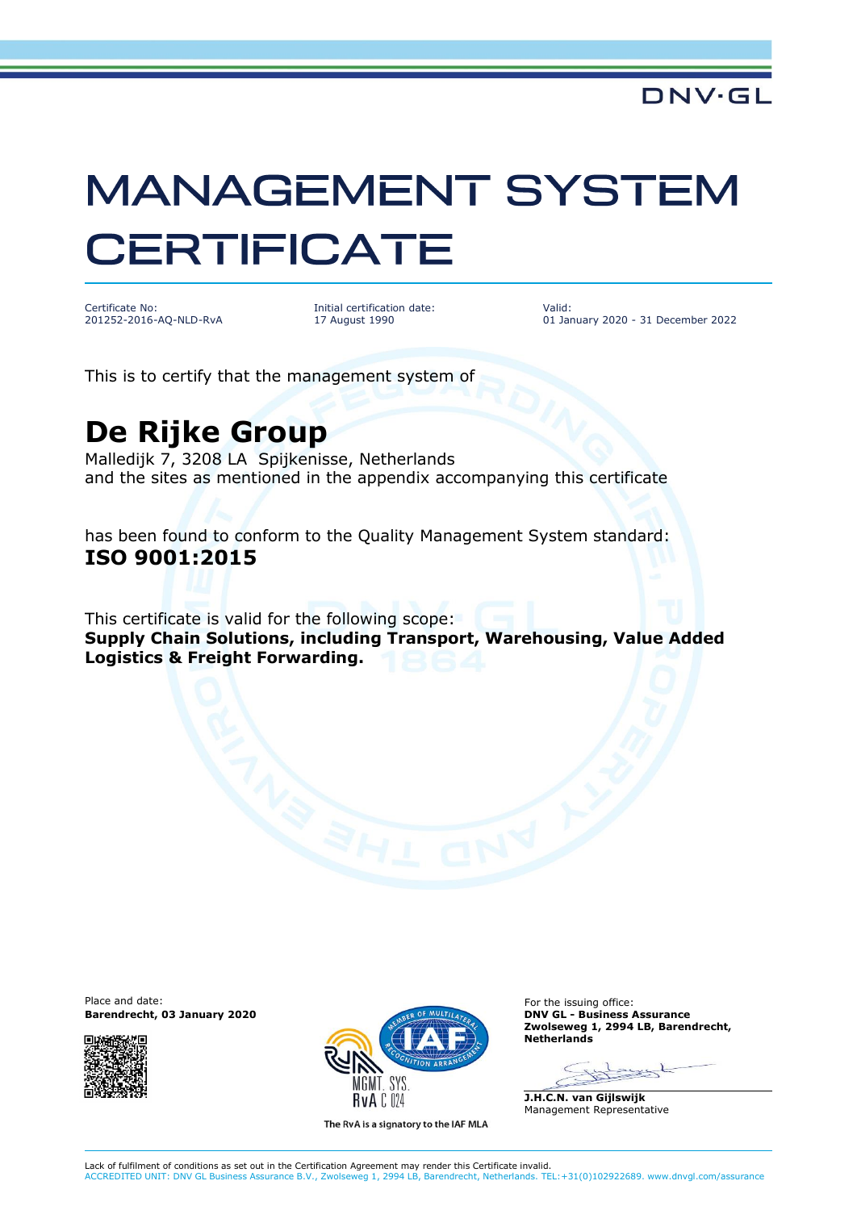DNV·GL

# MANAGEMENT SYSTEM CERTIFICATE

Certificate No:
201252-2016-AQ-NLD-RvA

Initial certification date:
17 August 1990

Valid:
01 January 2020 - 31 December 2022

This is to certify that the management system of

## De Rijke Group

Malledijk 7, 3208 LA Spijkenisse, Netherlands
and the sites as mentioned in the appendix accompanying this certificate

has been found to conform to the Quality Management System standard:
**ISO 9001:2015**

This certificate is valid for the following scope:
**Supply Chain Solutions, including Transport, Warehousing, Value Added Logistics & Freight Forwarding.**

Place and date:
**Barendrecht, 03 January 2020**

MGMT. SYS.
RvA C 024

The RvA is a signatory to the IAF MLA

For the issuing office:
**DNV GL - Business Assurance**
**Zwolseweg 1, 2994 LB, Barendrecht, Netherlands**

**J.H.C.N. van Gijlswijk**
Management Representative

Lack of fulfilment of conditions as set out in the Certification Agreement may render this Certificate invalid.
ACCREDITED UNIT: DNV GL Business Assurance B.V., Zwolseweg 1, 2994 LB, Barendrecht, Netherlands. TEL:+31(0)102922689. www.dnvgl.com/assurance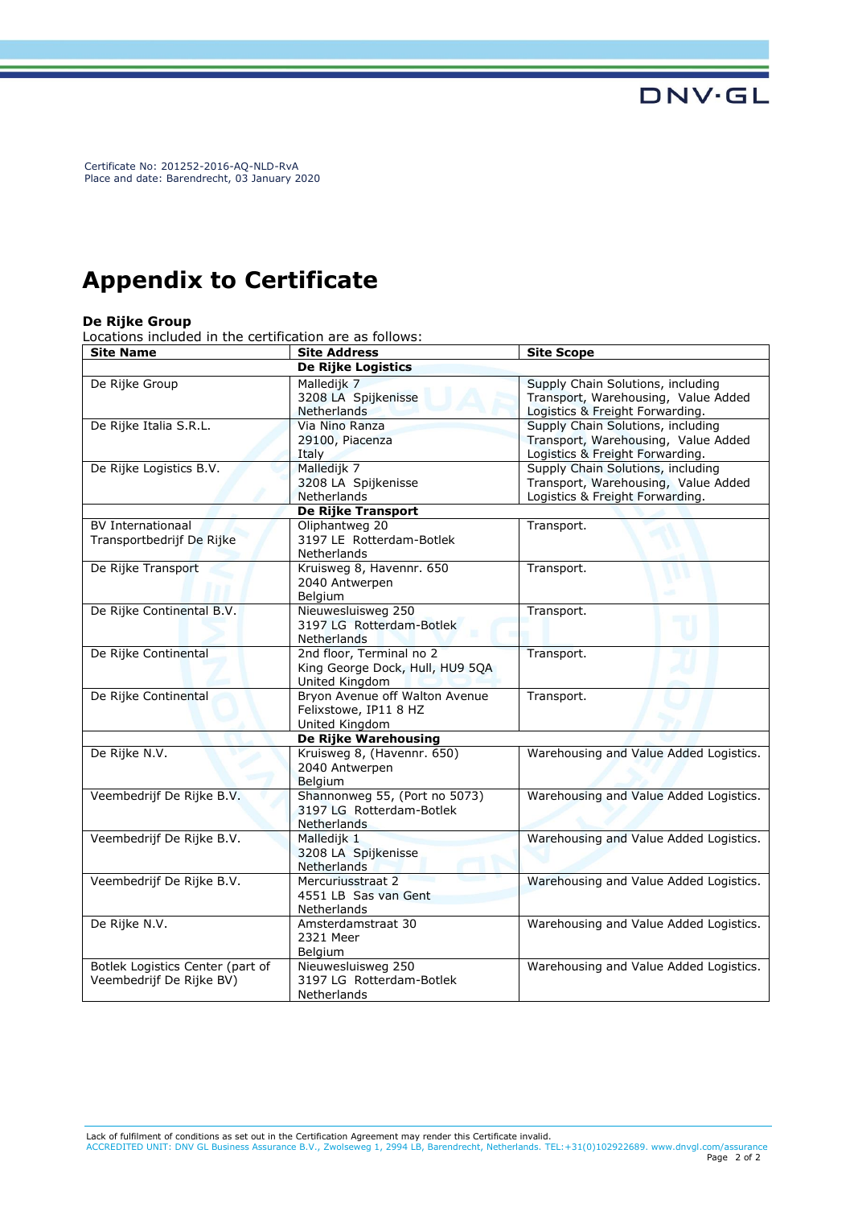Certificate No: 201252-2016-AQ-NLD-RvA
Place and date: Barendrecht, 03 January 2020

# Appendix to Certificate

**De Rijke Group**
Locations included in the certification are as follows:

| Site Name | Site Address | Site Scope |
|---|---|---|
| | **De Rijke Logistics** | |
| De Rijke Group | Malledijk 7<br>3208 LA Spijkenisse<br>Netherlands | Supply Chain Solutions, including Transport, Warehousing, Value Added Logistics & Freight Forwarding. |
| De Rijke Italia S.R.L. | Via Nino Ranza<br>29100, Piacenza<br>Italy | Supply Chain Solutions, including Transport, Warehousing, Value Added Logistics & Freight Forwarding. |
| De Rijke Logistics B.V. | Malledijk 7<br>3208 LA Spijkenisse<br>Netherlands | Supply Chain Solutions, including Transport, Warehousing, Value Added Logistics & Freight Forwarding. |
| | **De Rijke Transport** | |
| BV Internationaal Transportbedrijf De Rijke | Oliphantweg 20<br>3197 LE Rotterdam-Botlek<br>Netherlands | Transport. |
| De Rijke Transport | Kruisweg 8, Havennr. 650<br>2040 Antwerpen<br>Belgium | Transport. |
| De Rijke Continental B.V. | Nieuwesluisweg 250<br>3197 LG Rotterdam-Botlek<br>Netherlands | Transport. |
| De Rijke Continental | 2nd floor, Terminal no 2<br>King George Dock, Hull, HU9 5QA<br>United Kingdom | Transport. |
| De Rijke Continental | Bryon Avenue off Walton Avenue<br>Felixstowe, IP11 8 HZ<br>United Kingdom | Transport. |
| | **De Rijke Warehousing** | |
| De Rijke N.V. | Kruisweg 8, (Havennr. 650)<br>2040 Antwerpen<br>Belgium | Warehousing and Value Added Logistics. |
| Veembedrijf De Rijke B.V. | Shannonweg 55, (Port no 5073)<br>3197 LG Rotterdam-Botlek<br>Netherlands | Warehousing and Value Added Logistics. |
| Veembedrijf De Rijke B.V. | Malledijk 1<br>3208 LA Spijkenisse<br>Netherlands | Warehousing and Value Added Logistics. |
| Veembedrijf De Rijke B.V. | Mercuriusstraat 2<br>4551 LB Sas van Gent<br>Netherlands | Warehousing and Value Added Logistics. |
| De Rijke N.V. | Amsterdamstraat 30<br>2321 Meer<br>Belgium | Warehousing and Value Added Logistics. |
| Botlek Logistics Center (part of Veembedrijf De Rijke BV) | Nieuwesluisweg 250<br>3197 LG Rotterdam-Botlek<br>Netherlands | Warehousing and Value Added Logistics. |

Lack of fulfilment of conditions as set out in the Certification Agreement may render this Certificate invalid.
ACCREDITED UNIT: DNV GL Business Assurance B.V., Zwolseweg 1, 2994 LB, Barendrecht, Netherlands. TEL:+31(0)102922689. www.dnvgl.com/assurance